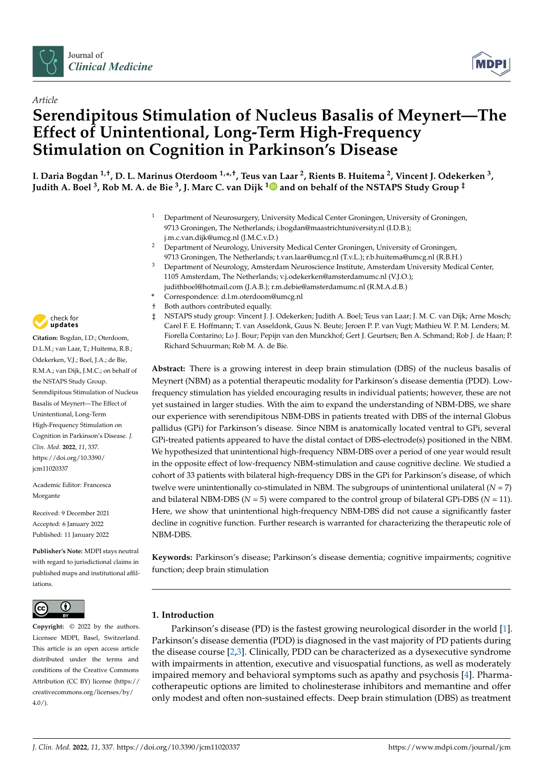Article

# Serendipitous Stimulation of Nucleus Basalis of Meynert—The Effect of Unintentional, Long-Term High-Frequency Stimulation on Cognition in Parkinson's Disease

**I. Daria Bogdan [1,†], D. L. Marinus Oterdoom [1,*,†], Teus van Laar [2], Rients B. Huitema [2], Vincent J. Odekerken [3], Judith A. Boel [3], Rob M. A. de Bie [3], J. Marc C. van Dijk [1] and on behalf of the NSTAPS Study Group [‡]**

[1] Department of Neurosurgery, University Medical Center Groningen, University of Groningen, 9713 Groningen, The Netherlands; i.bogdan@maastrichtuniversity.nl (I.D.B.); j.m.c.van.dijk@umcg.nl (J.M.C.v.D.)

[2] Department of Neurology, University Medical Center Groningen, University of Groningen, 9713 Groningen, The Netherlands; t.van.laar@umcg.nl (T.v.L.); r.b.huitema@umcg.nl (R.B.H.)

[3] Department of Neurology, Amsterdam Neuroscience Institute, Amsterdam University Medical Center, 1105 Amsterdam, The Netherlands; v.j.odekerken@amsterdamumc.nl (V.J.O.); judithboel@hotmail.com (J.A.B.); r.m.debie@amsterdamumc.nl (R.M.A.d.B.)

\* Correspondence: d.l.m.oterdoom@umcg.nl

† Both authors contributed equally.

‡ NSTAPS study group: Vincent J. J. Odekerken; Judith A. Boel; Teus van Laar; J. M. C. van Dijk; Arne Mosch; Carel F. E. Hoffmann; T. van Asseldonk, Guus N. Beute; Jeroen P. P. van Vugt; Mathieu W. P. M. Lenders; M. Fiorella Contarino; Lo J. Bour; Pepijn van den Munckhof; Gert J. Geurtsen; Ben A. Schmand; Rob J. de Haan; P. Richard Schuurman; Rob M. A. de Bie.

**Citation:** Bogdan, I.D.; Oterdoom, D.L.M.; van Laar, T.; Huitema, R.B.; Odekerken, V.J.; Boel, J.A.; de Bie, R.M.A.; van Dijk, J.M.C.; on behalf of the NSTAPS Study Group. Serendipitous Stimulation of Nucleus Basalis of Meynert—The Effect of Unintentional, Long-Term High-Frequency Stimulation on Cognition in Parkinson's Disease. *J. Clin. Med.* **2022**, *11*, 337. https://doi.org/10.3390/jcm11020337

Academic Editor: Francesca Morgante

Received: 9 December 2021
Accepted: 6 January 2022
Published: 11 January 2022

**Publisher's Note:** MDPI stays neutral with regard to jurisdictional claims in published maps and institutional affiliations.

**Copyright:** © 2022 by the authors. Licensee MDPI, Basel, Switzerland. This article is an open access article distributed under the terms and conditions of the Creative Commons Attribution (CC BY) license (https://creativecommons.org/licenses/by/4.0/).

**Abstract:** There is a growing interest in deep brain stimulation (DBS) of the nucleus basalis of Meynert (NBM) as a potential therapeutic modality for Parkinson's disease dementia (PDD). Low-frequency stimulation has yielded encouraging results in individual patients; however, these are not yet sustained in larger studies. With the aim to expand the understanding of NBM-DBS, we share our experience with serendipitous NBM-DBS in patients treated with DBS of the internal Globus pallidus (GPi) for Parkinson's disease. Since NBM is anatomically located ventral to GPi, several GPi-treated patients appeared to have the distal contact of DBS-electrode(s) positioned in the NBM. We hypothesized that unintentional high-frequency NBM-DBS over a period of one year would result in the opposite effect of low-frequency NBM-stimulation and cause cognitive decline. We studied a cohort of 33 patients with bilateral high-frequency DBS in the GPi for Parkinson's disease, of which twelve were unintentionally co-stimulated in NBM. The subgroups of unintentional unilateral ($N = 7$) and bilateral NBM-DBS ($N = 5$) were compared to the control group of bilateral GPi-DBS ($N = 11$). Here, we show that unintentional high-frequency NBM-DBS did not cause a significantly faster decline in cognitive function. Further research is warranted for characterizing the therapeutic role of NBM-DBS.

**Keywords:** Parkinson's disease; Parkinson's disease dementia; cognitive impairments; cognitive function; deep brain stimulation

## 1. Introduction

Parkinson's disease (PD) is the fastest growing neurological disorder in the world [1]. Parkinson's disease dementia (PDD) is diagnosed in the vast majority of PD patients during the disease course [2,3]. Clinically, PDD can be characterized as a dysexecutive syndrome with impairments in attention, executive and visuospatial functions, as well as moderately impaired memory and behavioral symptoms such as apathy and psychosis [4]. Pharmacotherapeutic options are limited to cholinesterase inhibitors and memantine and offer only modest and often non-sustained effects. Deep brain stimulation (DBS) as treatment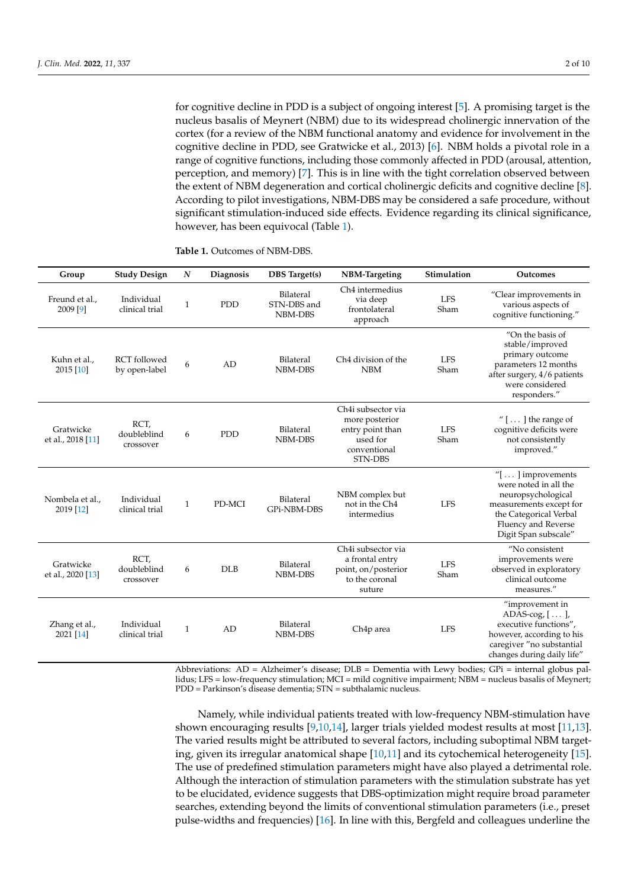for cognitive decline in PDD is a subject of ongoing interest [5]. A promising target is the nucleus basalis of Meynert (NBM) due to its widespread cholinergic innervation of the cortex (for a review of the NBM functional anatomy and evidence for involvement in the cognitive decline in PDD, see Gratwicke et al., 2013) [6]. NBM holds a pivotal role in a range of cognitive functions, including those commonly affected in PDD (arousal, attention, perception, and memory) [7]. This is in line with the tight correlation observed between the extent of NBM degeneration and cortical cholinergic deficits and cognitive decline [8]. According to pilot investigations, NBM-DBS may be considered a safe procedure, without significant stimulation-induced side effects. Evidence regarding its clinical significance, however, has been equivocal (Table 1).

**Table 1.** Outcomes of NBM-DBS.

| Group | Study Design | N | Diagnosis | DBS Target(s) | NBM-Targeting | Stimulation | Outcomes |
|---|---|---|---|---|---|---|---|
| Freund et al., 2009 [9] | Individual clinical trial | 1 | PDD | Bilateral STN-DBS and NBM-DBS | Ch4 intermedius via deep frontolateral approach | LFS Sham | "Clear improvements in various aspects of cognitive functioning." |
| Kuhn et al., 2015 [10] | RCT followed by open-label | 6 | AD | Bilateral NBM-DBS | Ch4 division of the NBM | LFS Sham | "On the basis of stable/improved primary outcome parameters 12 months after surgery, 4/6 patients were considered responders." |
| Gratwicke et al., 2018 [11] | RCT, doubleblind crossover | 6 | PDD | Bilateral NBM-DBS | Ch4i subsector via more posterior entry point than used for conventional STN-DBS | LFS Sham | "[ . . . ] the range of cognitive deficits were not consistently improved." |
| Nombela et al., 2019 [12] | Individual clinical trial | 1 | PD-MCI | Bilateral GPi-NBM-DBS | NBM complex but not in the Ch4 intermedius | LFS | "[ . . . ] improvements were noted in all the neuropsychological measurements except for the Categorical Verbal Fluency and Reverse Digit Span subscale" |
| Gratwicke et al., 2020 [13] | RCT, doubleblind crossover | 6 | DLB | Bilateral NBM-DBS | Ch4i subsector via a frontal entry point, on/posterior to the coronal suture | LFS Sham | "No consistent improvements were observed in exploratory clinical outcome measures." |
| Zhang et al., 2021 [14] | Individual clinical trial | 1 | AD | Bilateral NBM-DBS | Ch4p area | LFS | "improvement in ADAS-cog, [ . . . ], executive functions", however, according to his caregiver "no substantial changes during daily life" |

Abbreviations: AD = Alzheimer's disease; DLB = Dementia with Lewy bodies; GPi = internal globus pallidus; LFS = low-frequency stimulation; MCI = mild cognitive impairment; NBM = nucleus basalis of Meynert; PDD = Parkinson's disease dementia; STN = subthalamic nucleus.

Namely, while individual patients treated with low-frequency NBM-stimulation have shown encouraging results [9,10,14], larger trials yielded modest results at most [11,13]. The varied results might be attributed to several factors, including suboptimal NBM targeting, given its irregular anatomical shape [10,11] and its cytochemical heterogeneity [15]. The use of predefined stimulation parameters might have also played a detrimental role. Although the interaction of stimulation parameters with the stimulation substrate has yet to be elucidated, evidence suggests that DBS-optimization might require broad parameter searches, extending beyond the limits of conventional stimulation parameters (i.e., preset pulse-widths and frequencies) [16]. In line with this, Bergfeld and colleagues underline the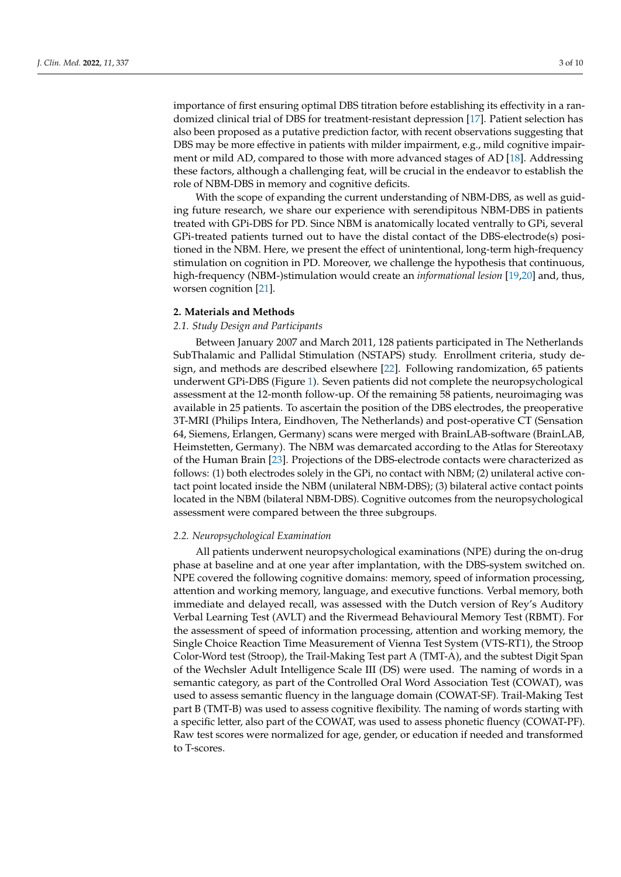importance of first ensuring optimal DBS titration before establishing its effectivity in a randomized clinical trial of DBS for treatment-resistant depression [17]. Patient selection has also been proposed as a putative prediction factor, with recent observations suggesting that DBS may be more effective in patients with milder impairment, e.g., mild cognitive impairment or mild AD, compared to those with more advanced stages of AD [18]. Addressing these factors, although a challenging feat, will be crucial in the endeavor to establish the role of NBM-DBS in memory and cognitive deficits.

With the scope of expanding the current understanding of NBM-DBS, as well as guiding future research, we share our experience with serendipitous NBM-DBS in patients treated with GPi-DBS for PD. Since NBM is anatomically located ventrally to GPi, several GPi-treated patients turned out to have the distal contact of the DBS-electrode(s) positioned in the NBM. Here, we present the effect of unintentional, long-term high-frequency stimulation on cognition in PD. Moreover, we challenge the hypothesis that continuous, high-frequency (NBM-)stimulation would create an *informational lesion* [19,20] and, thus, worsen cognition [21].

## 2. Materials and Methods

### 2.1. Study Design and Participants

Between January 2007 and March 2011, 128 patients participated in The Netherlands SubThalamic and Pallidal Stimulation (NSTAPS) study. Enrollment criteria, study design, and methods are described elsewhere [22]. Following randomization, 65 patients underwent GPi-DBS (Figure 1). Seven patients did not complete the neuropsychological assessment at the 12-month follow-up. Of the remaining 58 patients, neuroimaging was available in 25 patients. To ascertain the position of the DBS electrodes, the preoperative 3T-MRI (Philips Intera, Eindhoven, The Netherlands) and post-operative CT (Sensation 64, Siemens, Erlangen, Germany) scans were merged with BrainLAB-software (BrainLAB, Heimstetten, Germany). The NBM was demarcated according to the Atlas for Stereotaxy of the Human Brain [23]. Projections of the DBS-electrode contacts were characterized as follows: (1) both electrodes solely in the GPi, no contact with NBM; (2) unilateral active contact point located inside the NBM (unilateral NBM-DBS); (3) bilateral active contact points located in the NBM (bilateral NBM-DBS). Cognitive outcomes from the neuropsychological assessment were compared between the three subgroups.

### 2.2. Neuropsychological Examination

All patients underwent neuropsychological examinations (NPE) during the on-drug phase at baseline and at one year after implantation, with the DBS-system switched on. NPE covered the following cognitive domains: memory, speed of information processing, attention and working memory, language, and executive functions. Verbal memory, both immediate and delayed recall, was assessed with the Dutch version of Rey's Auditory Verbal Learning Test (AVLT) and the Rivermead Behavioural Memory Test (RBMT). For the assessment of speed of information processing, attention and working memory, the Single Choice Reaction Time Measurement of Vienna Test System (VTS-RT1), the Stroop Color-Word test (Stroop), the Trail-Making Test part A (TMT-A), and the subtest Digit Span of the Wechsler Adult Intelligence Scale III (DS) were used. The naming of words in a semantic category, as part of the Controlled Oral Word Association Test (COWAT), was used to assess semantic fluency in the language domain (COWAT-SF). Trail-Making Test part B (TMT-B) was used to assess cognitive flexibility. The naming of words starting with a specific letter, also part of the COWAT, was used to assess phonetic fluency (COWAT-PF). Raw test scores were normalized for age, gender, or education if needed and transformed to T-scores.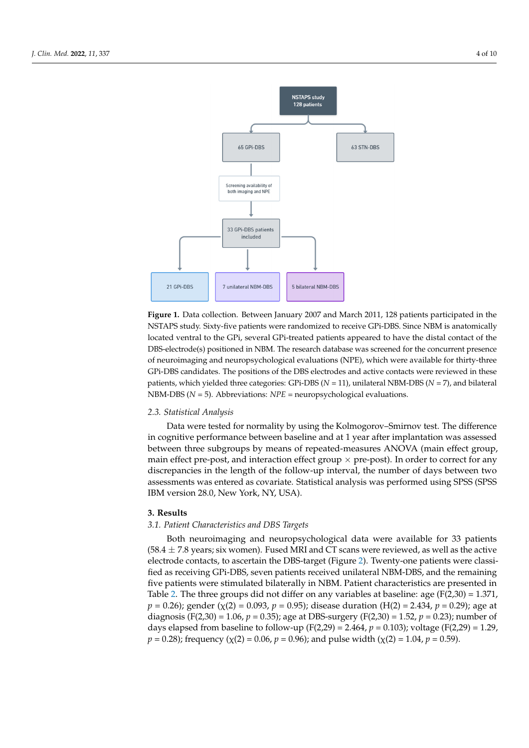**Figure 1.** Data collection. Between January 2007 and March 2011, 128 patients participated in the NSTAPS study. Sixty-five patients were randomized to receive GPi-DBS. Since NBM is anatomically located ventral to the GPi, several GPi-treated patients appeared to have the distal contact of the DBS-electrode(s) positioned in NBM. The research database was screened for the concurrent presence of neuroimaging and neuropsychological evaluations (NPE), which were available for thirty-three GPi-DBS candidates. The positions of the DBS electrodes and active contacts were reviewed in these patients, which yielded three categories: GPi-DBS ($N$ = 11), unilateral NBM-DBS ($N$ = 7), and bilateral NBM-DBS ($N$ = 5). Abbreviations: *NPE* = neuropsychological evaluations.

### 2.3. Statistical Analysis

Data were tested for normality by using the Kolmogorov–Smirnov test. The difference in cognitive performance between baseline and at 1 year after implantation was assessed between three subgroups by means of repeated-measures ANOVA (main effect group, main effect pre-post, and interaction effect group × pre-post). In order to correct for any discrepancies in the length of the follow-up interval, the number of days between two assessments was entered as covariate. Statistical analysis was performed using SPSS (SPSS IBM version 28.0, New York, NY, USA).

## 3. Results

### 3.1. Patient Characteristics and DBS Targets

Both neuroimaging and neuropsychological data were available for 33 patients (58.4 ± 7.8 years; six women). Fused MRI and CT scans were reviewed, as well as the active electrode contacts, to ascertain the DBS-target (Figure 2). Twenty-one patients were classified as receiving GPi-DBS, seven patients received unilateral NBM-DBS, and the remaining five patients were stimulated bilaterally in NBM. Patient characteristics are presented in Table 2. The three groups did not differ on any variables at baseline: age ($F(2,30) = 1.371$, $p = 0.26$); gender ($\chi(2) = 0.093$, $p = 0.95$); disease duration ($H(2) = 2.434$, $p = 0.29$); age at diagnosis ($F(2,30) = 1.06$, $p = 0.35$); age at DBS-surgery ($F(2,30) = 1.52$, $p = 0.23$); number of days elapsed from baseline to follow-up ($F(2,29) = 2.464$, $p = 0.103$); voltage ($F(2,29) = 1.29$, $p = 0.28$); frequency ($\chi(2) = 0.06$, $p = 0.96$); and pulse width ($\chi(2) = 1.04$, $p = 0.59$).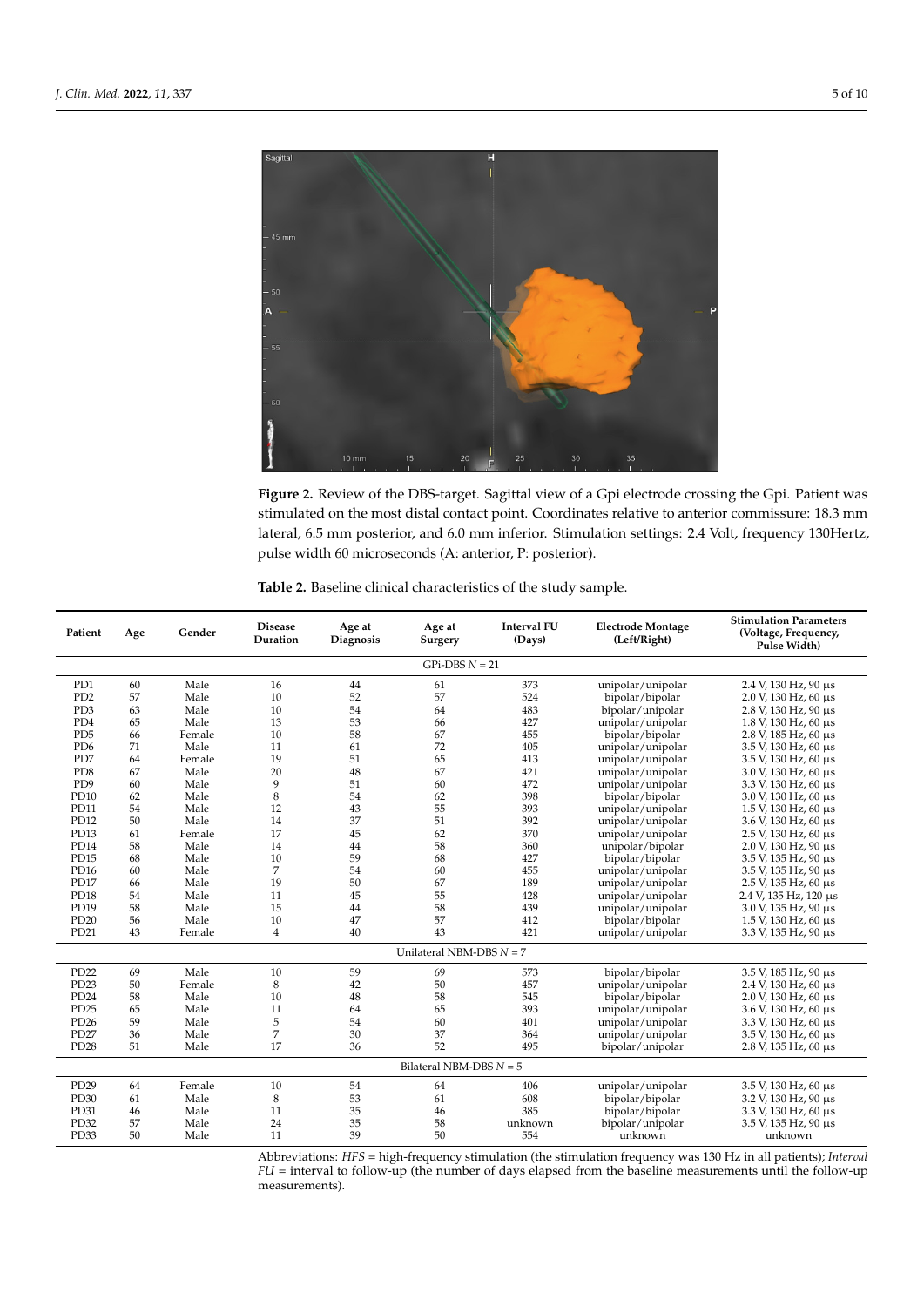**Figure 2.** Review of the DBS-target. Sagittal view of a Gpi electrode crossing the Gpi. Patient was stimulated on the most distal contact point. Coordinates relative to anterior commissure: 18.3 mm lateral, 6.5 mm posterior, and 6.0 mm inferior. Stimulation settings: 2.4 Volt, frequency 130Hertz, pulse width 60 microseconds (A: anterior, P: posterior).

**Table 2.** Baseline clinical characteristics of the study sample.

| Patient | Age | Gender | Disease Duration | Age at Diagnosis | Age at Surgery | Interval FU (Days) | Electrode Montage (Left/Right) | Stimulation Parameters (Voltage, Frequency, Pulse Width) |
|---|---|---|---|---|---|---|---|---|
| GPi-DBS $N = 21$ | | | | | | | | |
| PD1 | 60 | Male | 16 | 44 | 61 | 373 | unipolar/unipolar | 2.4 V, 130 Hz, 90 µs |
| PD2 | 57 | Male | 10 | 52 | 57 | 524 | bipolar/bipolar | 2.0 V, 130 Hz, 60 µs |
| PD3 | 63 | Male | 10 | 54 | 64 | 483 | bipolar/unipolar | 2.8 V, 130 Hz, 90 µs |
| PD4 | 65 | Male | 13 | 53 | 66 | 427 | unipolar/unipolar | 1.8 V, 130 Hz, 60 µs |
| PD5 | 66 | Female | 10 | 58 | 67 | 455 | bipolar/bipolar | 2.8 V, 185 Hz, 60 µs |
| PD6 | 71 | Male | 11 | 61 | 72 | 405 | unipolar/unipolar | 3.5 V, 130 Hz, 60 µs |
| PD7 | 64 | Female | 19 | 51 | 65 | 413 | unipolar/unipolar | 3.5 V, 130 Hz, 60 µs |
| PD8 | 67 | Male | 20 | 48 | 67 | 421 | unipolar/unipolar | 3.0 V, 130 Hz, 60 µs |
| PD9 | 60 | Male | 9 | 51 | 60 | 472 | unipolar/unipolar | 3.3 V, 130 Hz, 60 µs |
| PD10 | 62 | Male | 8 | 54 | 62 | 398 | bipolar/bipolar | 3.0 V, 130 Hz, 60 µs |
| PD11 | 54 | Male | 12 | 43 | 55 | 393 | unipolar/unipolar | 1.5 V, 130 Hz, 60 µs |
| PD12 | 50 | Male | 14 | 37 | 51 | 392 | unipolar/unipolar | 3.6 V, 130 Hz, 60 µs |
| PD13 | 61 | Female | 17 | 45 | 62 | 370 | unipolar/unipolar | 2.5 V, 130 Hz, 60 µs |
| PD14 | 58 | Male | 14 | 44 | 58 | 360 | unipolar/bipolar | 2.0 V, 130 Hz, 90 µs |
| PD15 | 68 | Male | 10 | 59 | 68 | 427 | bipolar/bipolar | 3.5 V, 135 Hz, 90 µs |
| PD16 | 60 | Male | 7 | 54 | 60 | 455 | unipolar/unipolar | 3.5 V, 135 Hz, 90 µs |
| PD17 | 66 | Male | 19 | 50 | 67 | 189 | unipolar/unipolar | 2.5 V, 135 Hz, 60 µs |
| PD18 | 54 | Male | 11 | 45 | 55 | 428 | unipolar/unipolar | 2.4 V, 135 Hz, 120 µs |
| PD19 | 58 | Male | 15 | 44 | 58 | 439 | unipolar/unipolar | 3.0 V, 135 Hz, 90 µs |
| PD20 | 56 | Male | 10 | 47 | 57 | 412 | bipolar/bipolar | 1.5 V, 130 Hz, 60 µs |
| PD21 | 43 | Female | 4 | 40 | 43 | 421 | unipolar/unipolar | 3.3 V, 135 Hz, 90 µs |
| Unilateral NBM-DBS $N = 7$ | | | | | | | | |
| PD22 | 69 | Male | 10 | 59 | 69 | 573 | bipolar/bipolar | 3.5 V, 185 Hz, 90 µs |
| PD23 | 50 | Female | 8 | 42 | 50 | 457 | unipolar/unipolar | 2.4 V, 130 Hz, 60 µs |
| PD24 | 58 | Male | 10 | 48 | 58 | 545 | bipolar/bipolar | 2.0 V, 130 Hz, 60 µs |
| PD25 | 65 | Male | 11 | 64 | 65 | 393 | unipolar/unipolar | 3.6 V, 130 Hz, 60 µs |
| PD26 | 59 | Male | 5 | 54 | 60 | 401 | unipolar/unipolar | 3.3 V, 130 Hz, 60 µs |
| PD27 | 36 | Male | 7 | 30 | 37 | 364 | unipolar/unipolar | 3.5 V, 130 Hz, 60 µs |
| PD28 | 51 | Male | 17 | 36 | 52 | 495 | bipolar/unipolar | 2.8 V, 135 Hz, 60 µs |
| Bilateral NBM-DBS $N = 5$ | | | | | | | | |
| PD29 | 64 | Female | 10 | 54 | 64 | 406 | unipolar/unipolar | 3.5 V, 130 Hz, 60 µs |
| PD30 | 61 | Male | 8 | 53 | 61 | 608 | bipolar/bipolar | 3.2 V, 130 Hz, 90 µs |
| PD31 | 46 | Male | 11 | 35 | 46 | 385 | bipolar/bipolar | 3.3 V, 130 Hz, 60 µs |
| PD32 | 57 | Male | 24 | 35 | 58 | unknown | bipolar/unipolar | 3.5 V, 135 Hz, 90 µs |
| PD33 | 50 | Male | 11 | 39 | 50 | 554 | unknown | unknown |

Abbreviations: *HFS* = high-frequency stimulation (the stimulation frequency was 130 Hz in all patients); *Interval FU* = interval to follow-up (the number of days elapsed from the baseline measurements until the follow-up measurements).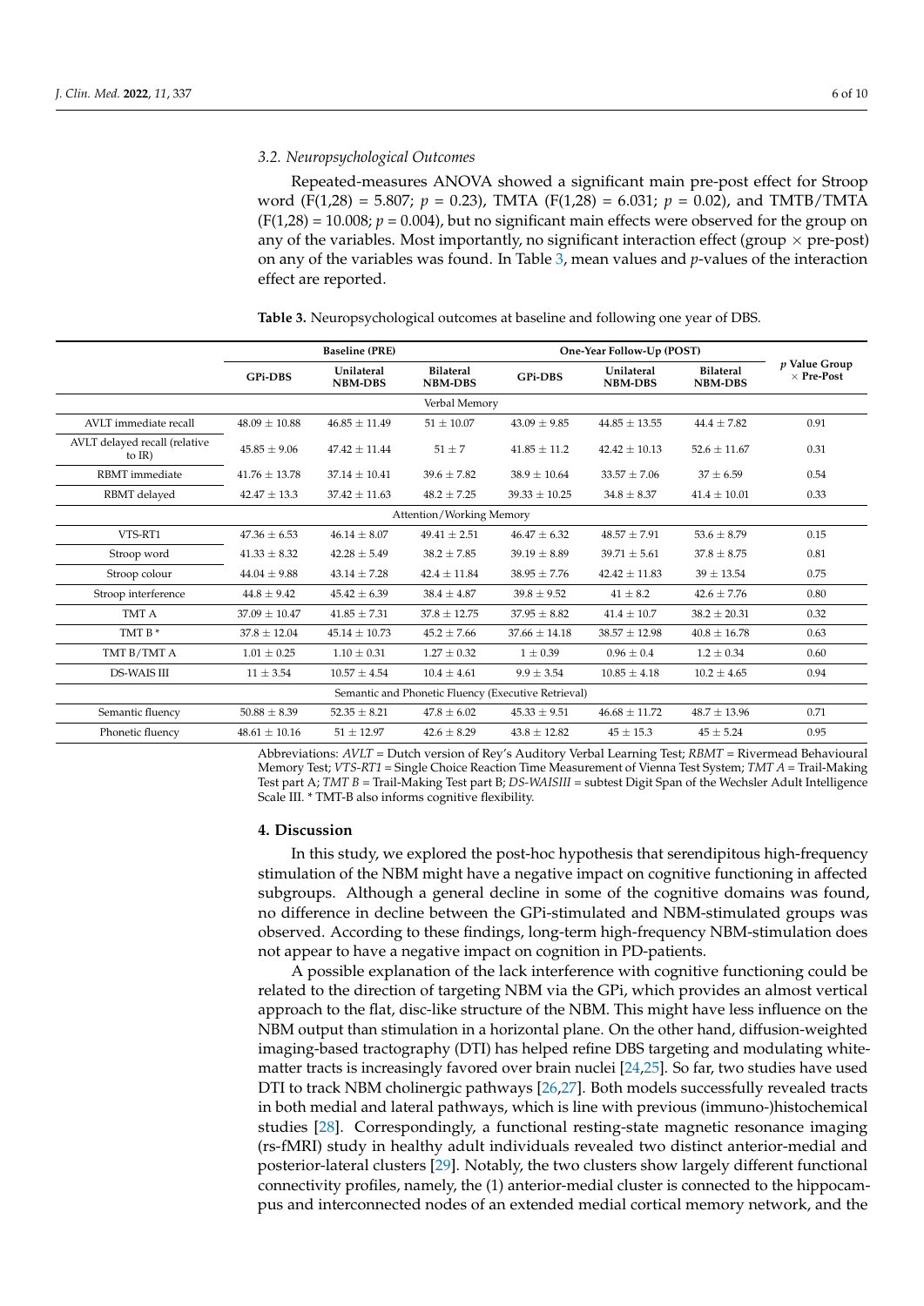### 3.2. Neuropsychological Outcomes

Repeated-measures ANOVA showed a significant main pre-post effect for Stroop word ($F(1,28) = 5.807$; $p = 0.23$), TMTA ($F(1,28) = 6.031$; $p = 0.02$), and TMTB/TMTA ($F(1,28) = 10.008$; $p = 0.004$), but no significant main effects were observed for the group on any of the variables. Most importantly, no significant interaction effect (group $\times$ pre-post) on any of the variables was found. In Table 3, mean values and $p$-values of the interaction effect are reported.

**Table 3.** Neuropsychological outcomes at baseline and following one year of DBS.

| | Baseline (PRE) | | | One-Year Follow-Up (POST) | | | $p$ Value Group $\times$ Pre-Post |
|---|---|---|---|---|---|---|---|
| | GPi-DBS | Unilateral NBM-DBS | Bilateral NBM-DBS | GPi-DBS | Unilateral NBM-DBS | Bilateral NBM-DBS | |
| **Verbal Memory** | | | | | | | |
| AVLT immediate recall | 48.09 ± 10.88 | 46.85 ± 11.49 | 51 ± 10.07 | 43.09 ± 9.85 | 44.85 ± 13.55 | 44.4 ± 7.82 | 0.91 |
| AVLT delayed recall (relative to IR) | 45.85 ± 9.06 | 47.42 ± 11.44 | 51 ± 7 | 41.85 ± 11.2 | 42.42 ± 10.13 | 52.6 ± 11.67 | 0.31 |
| RBMT immediate | 41.76 ± 13.78 | 37.14 ± 10.41 | 39.6 ± 7.82 | 38.9 ± 10.64 | 33.57 ± 7.06 | 37 ± 6.59 | 0.54 |
| RBMT delayed | 42.47 ± 13.3 | 37.42 ± 11.63 | 48.2 ± 7.25 | 39.33 ± 10.25 | 34.8 ± 8.37 | 41.4 ± 10.01 | 0.33 |
| **Attention/Working Memory** | | | | | | | |
| VTS-RT1 | 47.36 ± 6.53 | 46.14 ± 8.07 | 49.41 ± 2.51 | 46.47 ± 6.32 | 48.57 ± 7.91 | 53.6 ± 8.79 | 0.15 |
| Stroop word | 41.33 ± 8.32 | 42.28 ± 5.49 | 38.2 ± 7.85 | 39.19 ± 8.89 | 39.71 ± 5.61 | 37.8 ± 8.75 | 0.81 |
| Stroop colour | 44.04 ± 9.88 | 43.14 ± 7.28 | 42.4 ± 11.84 | 38.95 ± 7.76 | 42.42 ± 11.83 | 39 ± 13.54 | 0.75 |
| Stroop interference | 44.8 ± 9.42 | 45.42 ± 6.39 | 38.4 ± 4.87 | 39.8 ± 9.52 | 41 ± 8.2 | 42.6 ± 7.76 | 0.80 |
| TMT A | 37.09 ± 10.47 | 41.85 ± 7.31 | 37.8 ± 12.75 | 37.95 ± 8.82 | 41.4 ± 10.7 | 38.2 ± 20.31 | 0.32 |
| TMT B * | 37.8 ± 12.04 | 45.14 ± 10.73 | 45.2 ± 7.66 | 37.66 ± 14.18 | 38.57 ± 12.98 | 40.8 ± 16.78 | 0.63 |
| TMT B/TMT A | 1.01 ± 0.25 | 1.10 ± 0.31 | 1.27 ± 0.32 | 1 ± 0.39 | 0.96 ± 0.4 | 1.2 ± 0.34 | 0.60 |
| DS-WAIS III | 11 ± 3.54 | 10.57 ± 4.54 | 10.4 ± 4.61 | 9.9 ± 3.54 | 10.85 ± 4.18 | 10.2 ± 4.65 | 0.94 |
| **Semantic and Phonetic Fluency (Executive Retrieval)** | | | | | | | |
| Semantic fluency | 50.88 ± 8.39 | 52.35 ± 8.21 | 47.8 ± 6.02 | 45.33 ± 9.51 | 46.68 ± 11.72 | 48.7 ± 13.96 | 0.71 |
| Phonetic fluency | 48.61 ± 10.16 | 51 ± 12.97 | 42.6 ± 8.29 | 43.8 ± 12.82 | 45 ± 15.3 | 45 ± 5.24 | 0.95 |

Abbreviations: *AVLT* = Dutch version of Rey's Auditory Verbal Learning Test; *RBMT* = Rivermead Behavioural Memory Test; *VTS-RT1* = Single Choice Reaction Time Measurement of Vienna Test System; *TMT A* = Trail-Making Test part A; *TMT B* = Trail-Making Test part B; *DS-WAISIII* = subtest Digit Span of the Wechsler Adult Intelligence Scale III. * TMT-B also informs cognitive flexibility.

## 4. Discussion

In this study, we explored the post-hoc hypothesis that serendipitous high-frequency stimulation of the NBM might have a negative impact on cognitive functioning in affected subgroups. Although a general decline in some of the cognitive domains was found, no difference in decline between the GPi-stimulated and NBM-stimulated groups was observed. According to these findings, long-term high-frequency NBM-stimulation does not appear to have a negative impact on cognition in PD-patients.

A possible explanation of the lack interference with cognitive functioning could be related to the direction of targeting NBM via the GPi, which provides an almost vertical approach to the flat, disc-like structure of the NBM. This might have less influence on the NBM output than stimulation in a horizontal plane. On the other hand, diffusion-weighted imaging-based tractography (DTI) has helped refine DBS targeting and modulating white-matter tracts is increasingly favored over brain nuclei [24,25]. So far, two studies have used DTI to track NBM cholinergic pathways [26,27]. Both models successfully revealed tracts in both medial and lateral pathways, which is line with previous (immuno-)histochemical studies [28]. Correspondingly, a functional resting-state magnetic resonance imaging (rs-fMRI) study in healthy adult individuals revealed two distinct anterior-medial and posterior-lateral clusters [29]. Notably, the two clusters show largely different functional connectivity profiles, namely, the (1) anterior-medial cluster is connected to the hippocampus and interconnected nodes of an extended medial cortical memory network, and the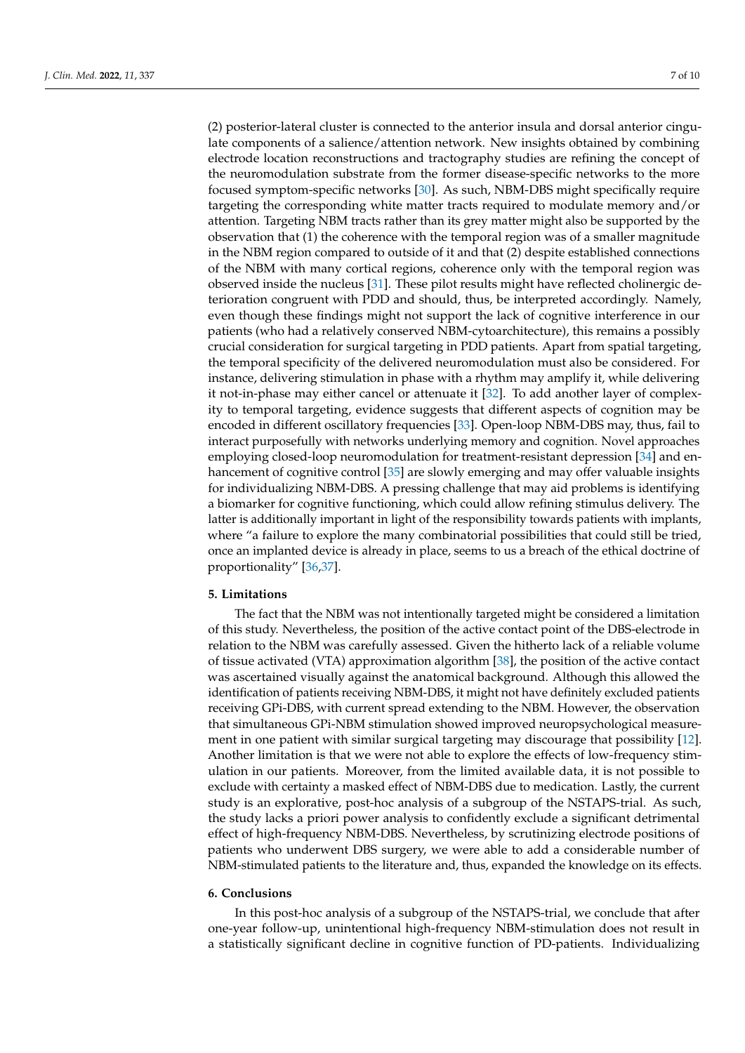(2) posterior-lateral cluster is connected to the anterior insula and dorsal anterior cingulate components of a salience/attention network. New insights obtained by combining electrode location reconstructions and tractography studies are refining the concept of the neuromodulation substrate from the former disease-specific networks to the more focused symptom-specific networks [30]. As such, NBM-DBS might specifically require targeting the corresponding white matter tracts required to modulate memory and/or attention. Targeting NBM tracts rather than its grey matter might also be supported by the observation that (1) the coherence with the temporal region was of a smaller magnitude in the NBM region compared to outside of it and that (2) despite established connections of the NBM with many cortical regions, coherence only with the temporal region was observed inside the nucleus [31]. These pilot results might have reflected cholinergic deterioration congruent with PDD and should, thus, be interpreted accordingly. Namely, even though these findings might not support the lack of cognitive interference in our patients (who had a relatively conserved NBM-cytoarchitecture), this remains a possibly crucial consideration for surgical targeting in PDD patients. Apart from spatial targeting, the temporal specificity of the delivered neuromodulation must also be considered. For instance, delivering stimulation in phase with a rhythm may amplify it, while delivering it not-in-phase may either cancel or attenuate it [32]. To add another layer of complexity to temporal targeting, evidence suggests that different aspects of cognition may be encoded in different oscillatory frequencies [33]. Open-loop NBM-DBS may, thus, fail to interact purposefully with networks underlying memory and cognition. Novel approaches employing closed-loop neuromodulation for treatment-resistant depression [34] and enhancement of cognitive control [35] are slowly emerging and may offer valuable insights for individualizing NBM-DBS. A pressing challenge that may aid problems is identifying a biomarker for cognitive functioning, which could allow refining stimulus delivery. The latter is additionally important in light of the responsibility towards patients with implants, where "a failure to explore the many combinatorial possibilities that could still be tried, once an implanted device is already in place, seems to us a breach of the ethical doctrine of proportionality" [36,37].

## 5. Limitations

The fact that the NBM was not intentionally targeted might be considered a limitation of this study. Nevertheless, the position of the active contact point of the DBS-electrode in relation to the NBM was carefully assessed. Given the hitherto lack of a reliable volume of tissue activated (VTA) approximation algorithm [38], the position of the active contact was ascertained visually against the anatomical background. Although this allowed the identification of patients receiving NBM-DBS, it might not have definitely excluded patients receiving GPi-DBS, with current spread extending to the NBM. However, the observation that simultaneous GPi-NBM stimulation showed improved neuropsychological measurement in one patient with similar surgical targeting may discourage that possibility [12]. Another limitation is that we were not able to explore the effects of low-frequency stimulation in our patients. Moreover, from the limited available data, it is not possible to exclude with certainty a masked effect of NBM-DBS due to medication. Lastly, the current study is an explorative, post-hoc analysis of a subgroup of the NSTAPS-trial. As such, the study lacks a priori power analysis to confidently exclude a significant detrimental effect of high-frequency NBM-DBS. Nevertheless, by scrutinizing electrode positions of patients who underwent DBS surgery, we were able to add a considerable number of NBM-stimulated patients to the literature and, thus, expanded the knowledge on its effects.

## 6. Conclusions

In this post-hoc analysis of a subgroup of the NSTAPS-trial, we conclude that after one-year follow-up, unintentional high-frequency NBM-stimulation does not result in a statistically significant decline in cognitive function of PD-patients. Individualizing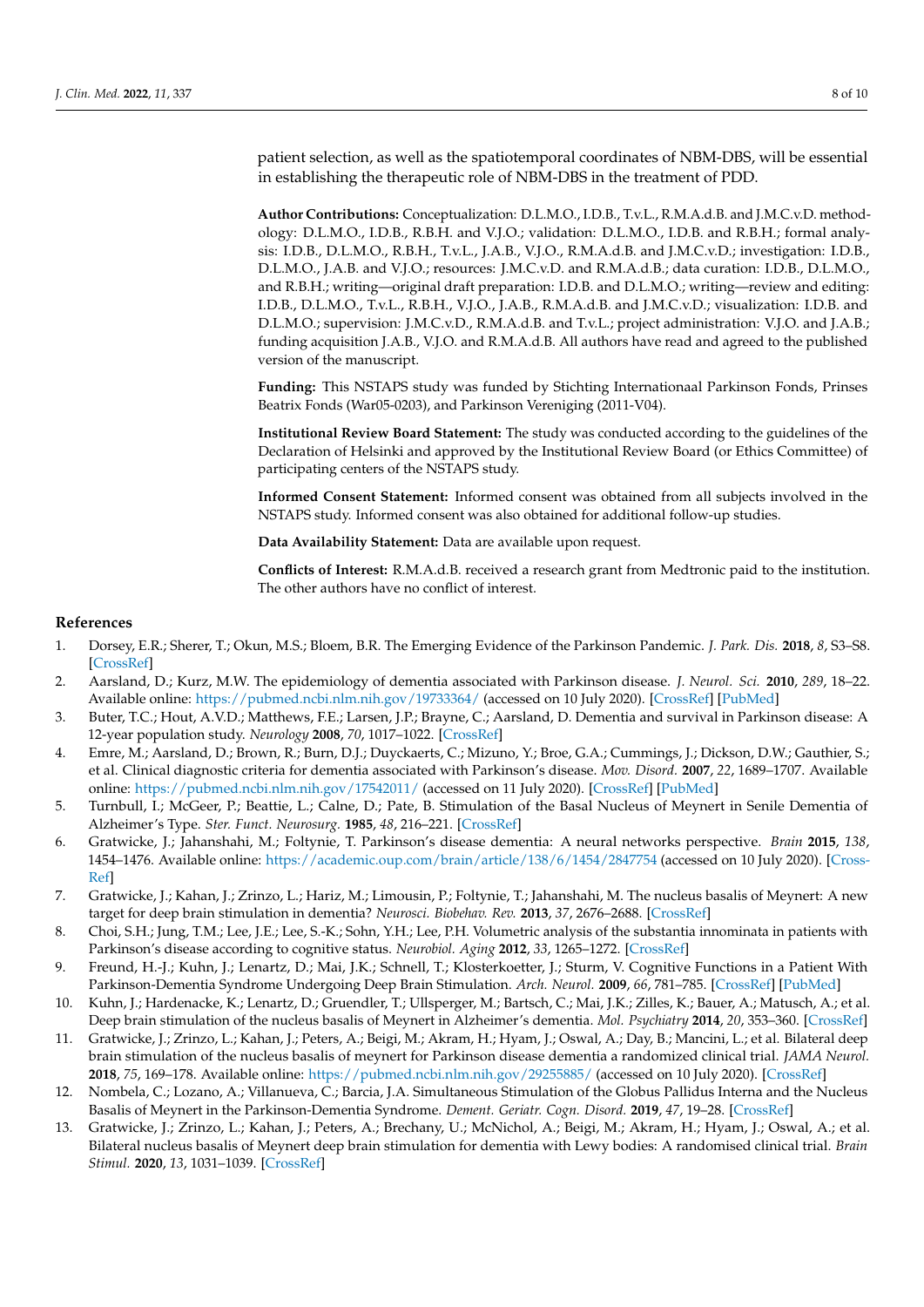patient selection, as well as the spatiotemporal coordinates of NBM-DBS, will be essential in establishing the therapeutic role of NBM-DBS in the treatment of PDD.

**Author Contributions:** Conceptualization: D.L.M.O., I.D.B., T.v.L., R.M.A.d.B. and J.M.C.v.D. methodology: D.L.M.O., I.D.B., R.B.H. and V.J.O.; validation: D.L.M.O., I.D.B. and R.B.H.; formal analysis: I.D.B., D.L.M.O., R.B.H., T.v.L., J.A.B., V.J.O., R.M.A.d.B. and J.M.C.v.D.; investigation: I.D.B., D.L.M.O., J.A.B. and V.J.O.; resources: J.M.C.v.D. and R.M.A.d.B.; data curation: I.D.B., D.L.M.O., and R.B.H.; writing—original draft preparation: I.D.B. and D.L.M.O.; writing—review and editing: I.D.B., D.L.M.O., T.v.L., R.B.H., V.J.O., J.A.B., R.M.A.d.B. and J.M.C.v.D.; visualization: I.D.B. and D.L.M.O.; supervision: J.M.C.v.D., R.M.A.d.B. and T.v.L.; project administration: V.J.O. and J.A.B.; funding acquisition J.A.B., V.J.O. and R.M.A.d.B. All authors have read and agreed to the published version of the manuscript.

**Funding:** This NSTAPS study was funded by Stichting Internationaal Parkinson Fonds, Prinses Beatrix Fonds (War05-0203), and Parkinson Vereniging (2011-V04).

**Institutional Review Board Statement:** The study was conducted according to the guidelines of the Declaration of Helsinki and approved by the Institutional Review Board (or Ethics Committee) of participating centers of the NSTAPS study.

**Informed Consent Statement:** Informed consent was obtained from all subjects involved in the NSTAPS study. Informed consent was also obtained for additional follow-up studies.

**Data Availability Statement:** Data are available upon request.

**Conflicts of Interest:** R.M.A.d.B. received a research grant from Medtronic paid to the institution. The other authors have no conflict of interest.

## References

1. Dorsey, E.R.; Sherer, T.; Okun, M.S.; Bloem, B.R. The Emerging Evidence of the Parkinson Pandemic. *J. Park. Dis.* **2018**, *8*, S3–S8. [CrossRef]
2. Aarsland, D.; Kurz, M.W. The epidemiology of dementia associated with Parkinson disease. *J. Neurol. Sci.* **2010**, *289*, 18–22. Available online: https://pubmed.ncbi.nlm.nih.gov/19733364/ (accessed on 10 July 2020). [CrossRef] [PubMed]
3. Buter, T.C.; Hout, A.V.D.; Matthews, F.E.; Larsen, J.P.; Brayne, C.; Aarsland, D. Dementia and survival in Parkinson disease: A 12-year population study. *Neurology* **2008**, *70*, 1017–1022. [CrossRef]
4. Emre, M.; Aarsland, D.; Brown, R.; Burn, D.J.; Duyckaerts, C.; Mizuno, Y.; Broe, G.A.; Cummings, J.; Dickson, D.W.; Gauthier, S.; et al. Clinical diagnostic criteria for dementia associated with Parkinson's disease. *Mov. Disord.* **2007**, *22*, 1689–1707. Available online: https://pubmed.ncbi.nlm.nih.gov/17542011/ (accessed on 11 July 2020). [CrossRef] [PubMed]
5. Turnbull, I.; McGeer, P.; Beattie, L.; Calne, D.; Pate, B. Stimulation of the Basal Nucleus of Meynert in Senile Dementia of Alzheimer's Type. *Ster. Funct. Neurosurg.* **1985**, *48*, 216–221. [CrossRef]
6. Gratwicke, J.; Jahanshahi, M.; Foltynie, T. Parkinson's disease dementia: A neural networks perspective. *Brain* **2015**, *138*, 1454–1476. Available online: https://academic.oup.com/brain/article/138/6/1454/2847754 (accessed on 10 July 2020). [CrossRef]
7. Gratwicke, J.; Kahan, J.; Zrinzo, L.; Hariz, M.; Limousin, P.; Foltynie, T.; Jahanshahi, M. The nucleus basalis of Meynert: A new target for deep brain stimulation in dementia? *Neurosci. Biobehav. Rev.* **2013**, *37*, 2676–2688. [CrossRef]
8. Choi, S.H.; Jung, T.M.; Lee, J.E.; Lee, S.-K.; Sohn, Y.H.; Lee, P.H. Volumetric analysis of the substantia innominata in patients with Parkinson's disease according to cognitive status. *Neurobiol. Aging* **2012**, *33*, 1265–1272. [CrossRef]
9. Freund, H.-J.; Kuhn, J.; Lenartz, D.; Mai, J.K.; Schnell, T.; Klosterkoetter, J.; Sturm, V. Cognitive Functions in a Patient With Parkinson-Dementia Syndrome Undergoing Deep Brain Stimulation. *Arch. Neurol.* **2009**, *66*, 781–785. [CrossRef] [PubMed]
10. Kuhn, J.; Hardenacke, K.; Lenartz, D.; Gruendler, T.; Ullsperger, M.; Bartsch, C.; Mai, J.K.; Zilles, K.; Bauer, A.; Matusch, A.; et al. Deep brain stimulation of the nucleus basalis of Meynert in Alzheimer's dementia. *Mol. Psychiatry* **2014**, *20*, 353–360. [CrossRef]
11. Gratwicke, J.; Zrinzo, L.; Kahan, J.; Peters, A.; Beigi, M.; Akram, H.; Hyam, J.; Oswal, A.; Day, B.; Mancini, L.; et al. Bilateral deep brain stimulation of the nucleus basalis of meynert for Parkinson disease dementia a randomized clinical trial. *JAMA Neurol.* **2018**, *75*, 169–178. Available online: https://pubmed.ncbi.nlm.nih.gov/29255885/ (accessed on 10 July 2020). [CrossRef]
12. Nombela, C.; Lozano, A.; Villanueva, C.; Barcia, J.A. Simultaneous Stimulation of the Globus Pallidus Interna and the Nucleus Basalis of Meynert in the Parkinson-Dementia Syndrome. *Dement. Geriatr. Cogn. Disord.* **2019**, *47*, 19–28. [CrossRef]
13. Gratwicke, J.; Zrinzo, L.; Kahan, J.; Peters, A.; Brechany, U.; McNichol, A.; Beigi, M.; Akram, H.; Hyam, J.; Oswal, A.; et al. Bilateral nucleus basalis of Meynert deep brain stimulation for dementia with Lewy bodies: A randomised clinical trial. *Brain Stimul.* **2020**, *13*, 1031–1039. [CrossRef]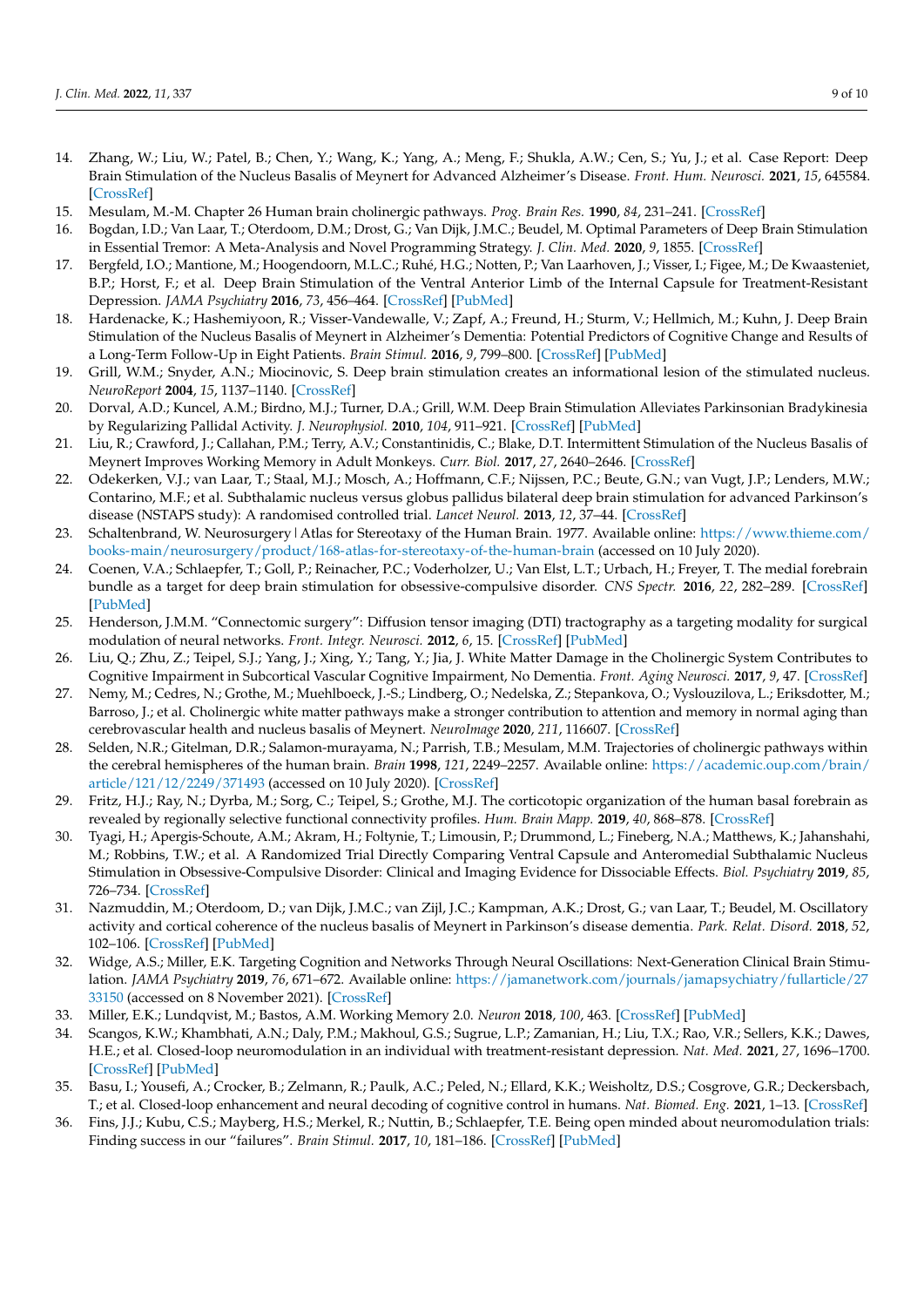14. Zhang, W.; Liu, W.; Patel, B.; Chen, Y.; Wang, K.; Yang, A.; Meng, F.; Shukla, A.W.; Cen, S.; Yu, J.; et al. Case Report: Deep Brain Stimulation of the Nucleus Basalis of Meynert for Advanced Alzheimer's Disease. *Front. Hum. Neurosci.* **2021**, *15*, 645584. [CrossRef]
15. Mesulam, M.-M. Chapter 26 Human brain cholinergic pathways. *Prog. Brain Res.* **1990**, *84*, 231–241. [CrossRef]
16. Bogdan, I.D.; Van Laar, T.; Oterdoom, D.M.; Drost, G.; Van Dijk, J.M.C.; Beudel, M. Optimal Parameters of Deep Brain Stimulation in Essential Tremor: A Meta-Analysis and Novel Programming Strategy. *J. Clin. Med.* **2020**, *9*, 1855. [CrossRef]
17. Bergfeld, I.O.; Mantione, M.; Hoogendoorn, M.L.C.; Ruhé, H.G.; Notten, P.; Van Laarhoven, J.; Visser, I.; Figee, M.; De Kwaasteniet, B.P.; Horst, F.; et al. Deep Brain Stimulation of the Ventral Anterior Limb of the Internal Capsule for Treatment-Resistant Depression. *JAMA Psychiatry* **2016**, *73*, 456–464. [CrossRef] [PubMed]
18. Hardenacke, K.; Hashemiyoon, R.; Visser-Vandewalle, V.; Zapf, A.; Freund, H.; Sturm, V.; Hellmich, M.; Kuhn, J. Deep Brain Stimulation of the Nucleus Basalis of Meynert in Alzheimer's Dementia: Potential Predictors of Cognitive Change and Results of a Long-Term Follow-Up in Eight Patients. *Brain Stimul.* **2016**, *9*, 799–800. [CrossRef] [PubMed]
19. Grill, W.M.; Snyder, A.N.; Miocinovic, S. Deep brain stimulation creates an informational lesion of the stimulated nucleus. *NeuroReport* **2004**, *15*, 1137–1140. [CrossRef]
20. Dorval, A.D.; Kuncel, A.M.; Birdno, M.J.; Turner, D.A.; Grill, W.M. Deep Brain Stimulation Alleviates Parkinsonian Bradykinesia by Regularizing Pallidal Activity. *J. Neurophysiol.* **2010**, *104*, 911–921. [CrossRef] [PubMed]
21. Liu, R.; Crawford, J.; Callahan, P.M.; Terry, A.V.; Constantinidis, C.; Blake, D.T. Intermittent Stimulation of the Nucleus Basalis of Meynert Improves Working Memory in Adult Monkeys. *Curr. Biol.* **2017**, *27*, 2640–2646. [CrossRef]
22. Odekerken, V.J.; van Laar, T.; Staal, M.J.; Mosch, A.; Hoffmann, C.F.; Nijssen, P.C.; Beute, G.N.; van Vugt, J.P.; Lenders, M.W.; Contarino, M.F.; et al. Subthalamic nucleus versus globus pallidus bilateral deep brain stimulation for advanced Parkinson's disease (NSTAPS study): A randomised controlled trial. *Lancet Neurol.* **2013**, *12*, 37–44. [CrossRef]
23. Schaltenbrand, W. Neurosurgery | Atlas for Stereotaxy of the Human Brain. 1977. Available online: https://www.thieme.com/books-main/neurosurgery/product/168-atlas-for-stereotaxy-of-the-human-brain (accessed on 10 July 2020).
24. Coenen, V.A.; Schlaepfer, T.; Goll, P.; Reinacher, P.C.; Voderholzer, U.; Van Elst, L.T.; Urbach, H.; Freyer, T. The medial forebrain bundle as a target for deep brain stimulation for obsessive-compulsive disorder. *CNS Spectr.* **2016**, *22*, 282–289. [CrossRef] [PubMed]
25. Henderson, J.M.M. "Connectomic surgery": Diffusion tensor imaging (DTI) tractography as a targeting modality for surgical modulation of neural networks. *Front. Integr. Neurosci.* **2012**, *6*, 15. [CrossRef] [PubMed]
26. Liu, Q.; Zhu, Z.; Teipel, S.J.; Yang, J.; Xing, Y.; Tang, Y.; Jia, J. White Matter Damage in the Cholinergic System Contributes to Cognitive Impairment in Subcortical Vascular Cognitive Impairment, No Dementia. *Front. Aging Neurosci.* **2017**, *9*, 47. [CrossRef]
27. Nemy, M.; Cedres, N.; Grothe, M.; Muehlboeck, J.-S.; Lindberg, O.; Nedelska, Z.; Stepankova, O.; Vyslouzilova, L.; Eriksdotter, M.; Barroso, J.; et al. Cholinergic white matter pathways make a stronger contribution to attention and memory in normal aging than cerebrovascular health and nucleus basalis of Meynert. *NeuroImage* **2020**, *211*, 116607. [CrossRef]
28. Selden, N.R.; Gitelman, D.R.; Salamon-murayama, N.; Parrish, T.B.; Mesulam, M.M. Trajectories of cholinergic pathways within the cerebral hemispheres of the human brain. *Brain* **1998**, *121*, 2249–2257. Available online: https://academic.oup.com/brain/article/121/12/2249/371493 (accessed on 10 July 2020). [CrossRef]
29. Fritz, H.J.; Ray, N.; Dyrba, M.; Sorg, C.; Teipel, S.; Grothe, M.J. The corticotopic organization of the human basal forebrain as revealed by regionally selective functional connectivity profiles. *Hum. Brain Mapp.* **2019**, *40*, 868–878. [CrossRef]
30. Tyagi, H.; Apergis-Schoute, A.M.; Akram, H.; Foltynie, T.; Limousin, P.; Drummond, L.; Fineberg, N.A.; Matthews, K.; Jahanshahi, M.; Robbins, T.W.; et al. A Randomized Trial Directly Comparing Ventral Capsule and Anteromedial Subthalamic Nucleus Stimulation in Obsessive-Compulsive Disorder: Clinical and Imaging Evidence for Dissociable Effects. *Biol. Psychiatry* **2019**, *85*, 726–734. [CrossRef]
31. Nazmuddin, M.; Oterdoom, D.; van Dijk, J.M.C.; van Zijl, J.C.; Kampman, A.K.; Drost, G.; van Laar, T.; Beudel, M. Oscillatory activity and cortical coherence of the nucleus basalis of Meynert in Parkinson's disease dementia. *Park. Relat. Disord.* **2018**, *52*, 102–106. [CrossRef] [PubMed]
32. Widge, A.S.; Miller, E.K. Targeting Cognition and Networks Through Neural Oscillations: Next-Generation Clinical Brain Stimulation. *JAMA Psychiatry* **2019**, *76*, 671–672. Available online: https://jamanetwork.com/journals/jamapsychiatry/fullarticle/2733150 (accessed on 8 November 2021). [CrossRef]
33. Miller, E.K.; Lundqvist, M.; Bastos, A.M. Working Memory 2.0. *Neuron* **2018**, *100*, 463. [CrossRef] [PubMed]
34. Scangos, K.W.; Khambhati, A.N.; Daly, P.M.; Makhoul, G.S.; Sugrue, L.P.; Zamanian, H.; Liu, T.X.; Rao, V.R.; Sellers, K.K.; Dawes, H.E.; et al. Closed-loop neuromodulation in an individual with treatment-resistant depression. *Nat. Med.* **2021**, *27*, 1696–1700. [CrossRef] [PubMed]
35. Basu, I.; Yousefi, A.; Crocker, B.; Zelmann, R.; Paulk, A.C.; Peled, N.; Ellard, K.K.; Weisholtz, D.S.; Cosgrove, G.R.; Deckersbach, T.; et al. Closed-loop enhancement and neural decoding of cognitive control in humans. *Nat. Biomed. Eng.* **2021**, 1–13. [CrossRef]
36. Fins, J.J.; Kubu, C.S.; Mayberg, H.S.; Merkel, R.; Nuttin, B.; Schlaepfer, T.E. Being open minded about neuromodulation trials: Finding success in our "failures". *Brain Stimul.* **2017**, *10*, 181–186. [CrossRef] [PubMed]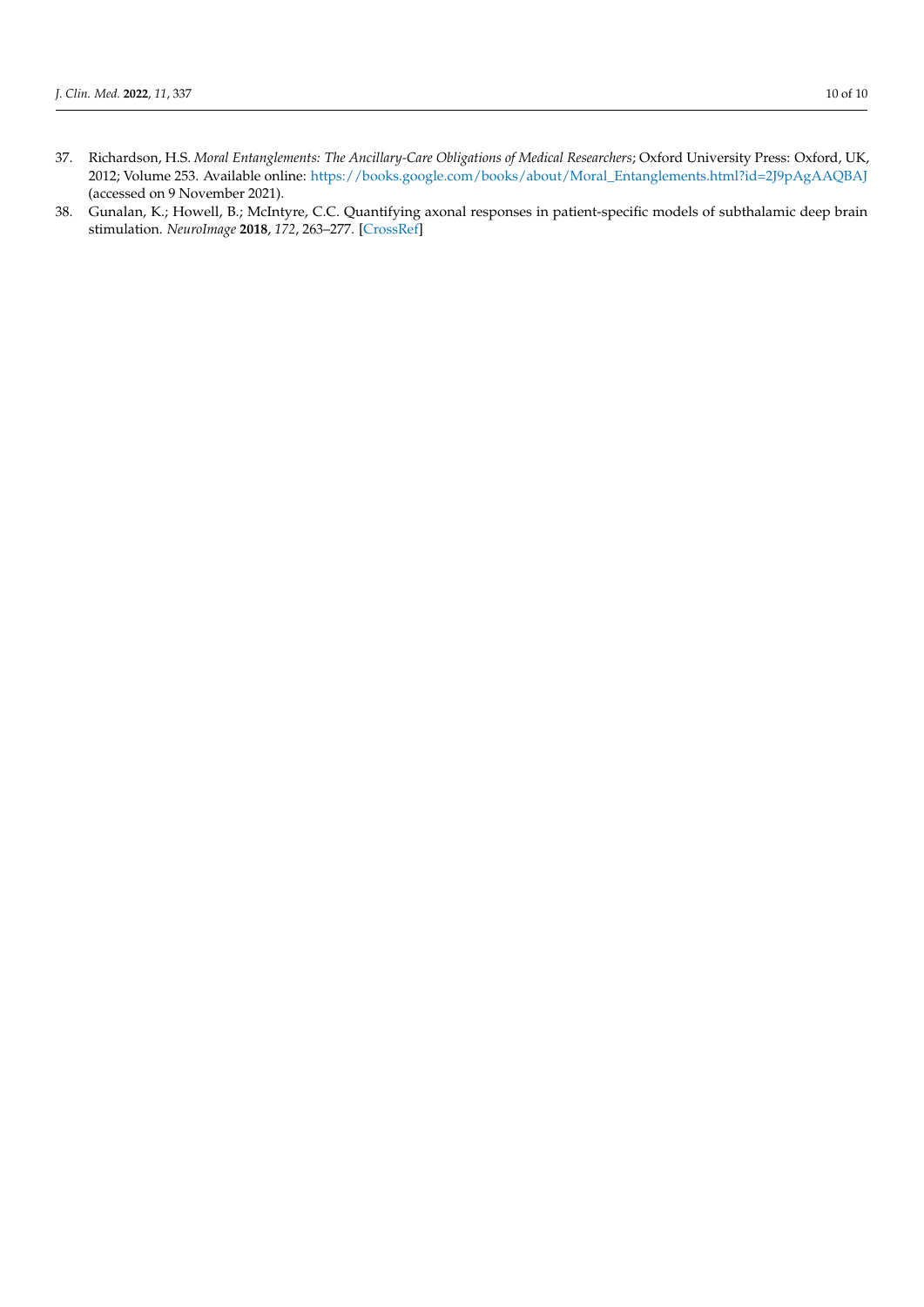37. Richardson, H.S. *Moral Entanglements: The Ancillary-Care Obligations of Medical Researchers*; Oxford University Press: Oxford, UK, 2012; Volume 253. Available online: https://books.google.com/books/about/Moral_Entanglements.html?id=2J9pAgAAQBAJ (accessed on 9 November 2021).
38. Gunalan, K.; Howell, B.; McIntyre, C.C. Quantifying axonal responses in patient-specific models of subthalamic deep brain stimulation. *NeuroImage* **2018**, *172*, 263–277. [CrossRef]